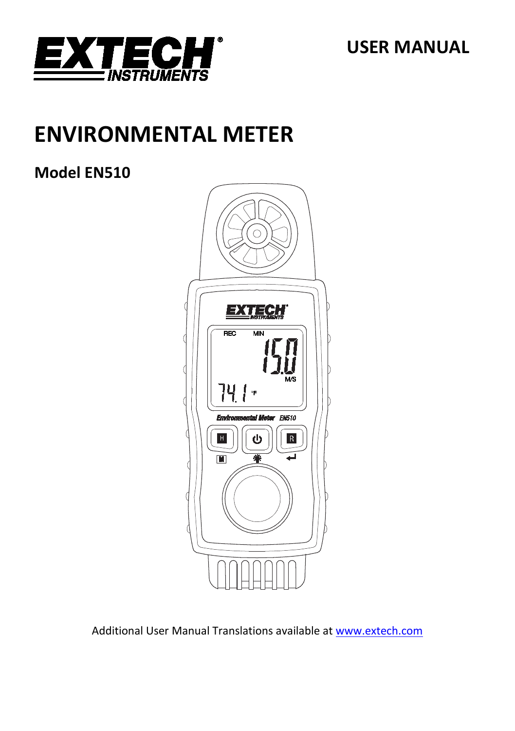EXTECH INSTRUMENTS

USER MANUAL

# ENVIRONMENTAL METER

## Model EN510

Additional User Manual Translations available at www.extech.com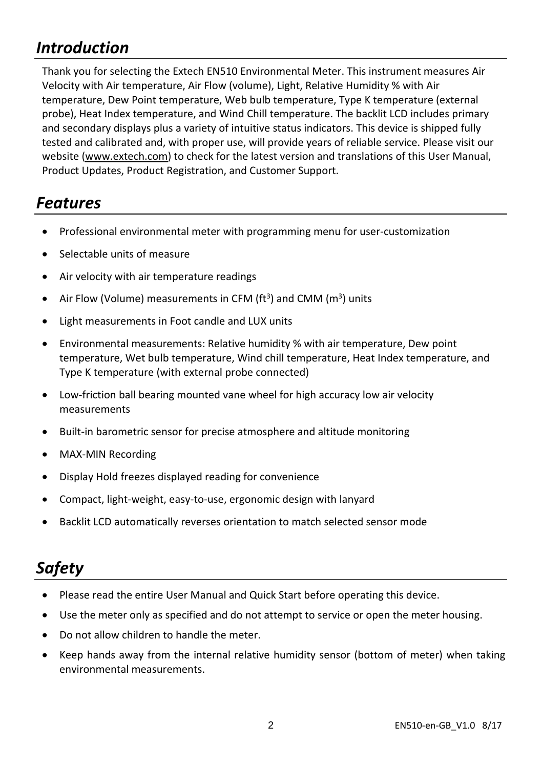## *Introduction*

Thank you for selecting the Extech EN510 Environmental Meter. This instrument measures Air Velocity with Air temperature, Air Flow (volume), Light, Relative Humidity % with Air temperature, Dew Point temperature, Web bulb temperature, Type K temperature (external probe), Heat Index temperature, and Wind Chill temperature. The backlit LCD includes primary and secondary displays plus a variety of intuitive status indicators. This device is shipped fully tested and calibrated and, with proper use, will provide years of reliable service. Please visit our website (www.extech.com) to check for the latest version and translations of this User Manual, Product Updates, Product Registration, and Customer Support.

## *Features*

- Professional environmental meter with programming menu for user-customization
- Selectable units of measure
- Air velocity with air temperature readings
- Air Flow (Volume) measurements in CFM ($ft^3$) and CMM ($m^3$) units
- Light measurements in Foot candle and LUX units
- Environmental measurements: Relative humidity % with air temperature, Dew point temperature, Wet bulb temperature, Wind chill temperature, Heat Index temperature, and Type K temperature (with external probe connected)
- Low-friction ball bearing mounted vane wheel for high accuracy low air velocity measurements
- Built-in barometric sensor for precise atmosphere and altitude monitoring
- MAX-MIN Recording
- Display Hold freezes displayed reading for convenience
- Compact, light-weight, easy-to-use, ergonomic design with lanyard
- Backlit LCD automatically reverses orientation to match selected sensor mode

## *Safety*

- Please read the entire User Manual and Quick Start before operating this device.
- Use the meter only as specified and do not attempt to service or open the meter housing.
- Do not allow children to handle the meter.
- Keep hands away from the internal relative humidity sensor (bottom of meter) when taking environmental measurements.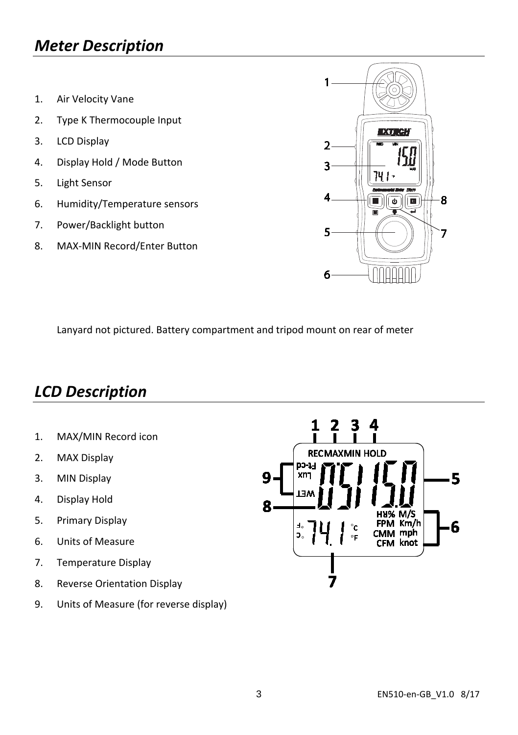## *Meter Description*

1. Air Velocity Vane
2. Type K Thermocouple Input
3. LCD Display
4. Display Hold / Mode Button
5. Light Sensor
6. Humidity/Temperature sensors
7. Power/Backlight button
8. MAX-MIN Record/Enter Button

Lanyard not pictured. Battery compartment and tripod mount on rear of meter

## *LCD Description*

1. MAX/MIN Record icon
2. MAX Display
3. MIN Display
4. Display Hold
5. Primary Display
6. Units of Measure
7. Temperature Display
8. Reverse Orientation Display
9. Units of Measure (for reverse display)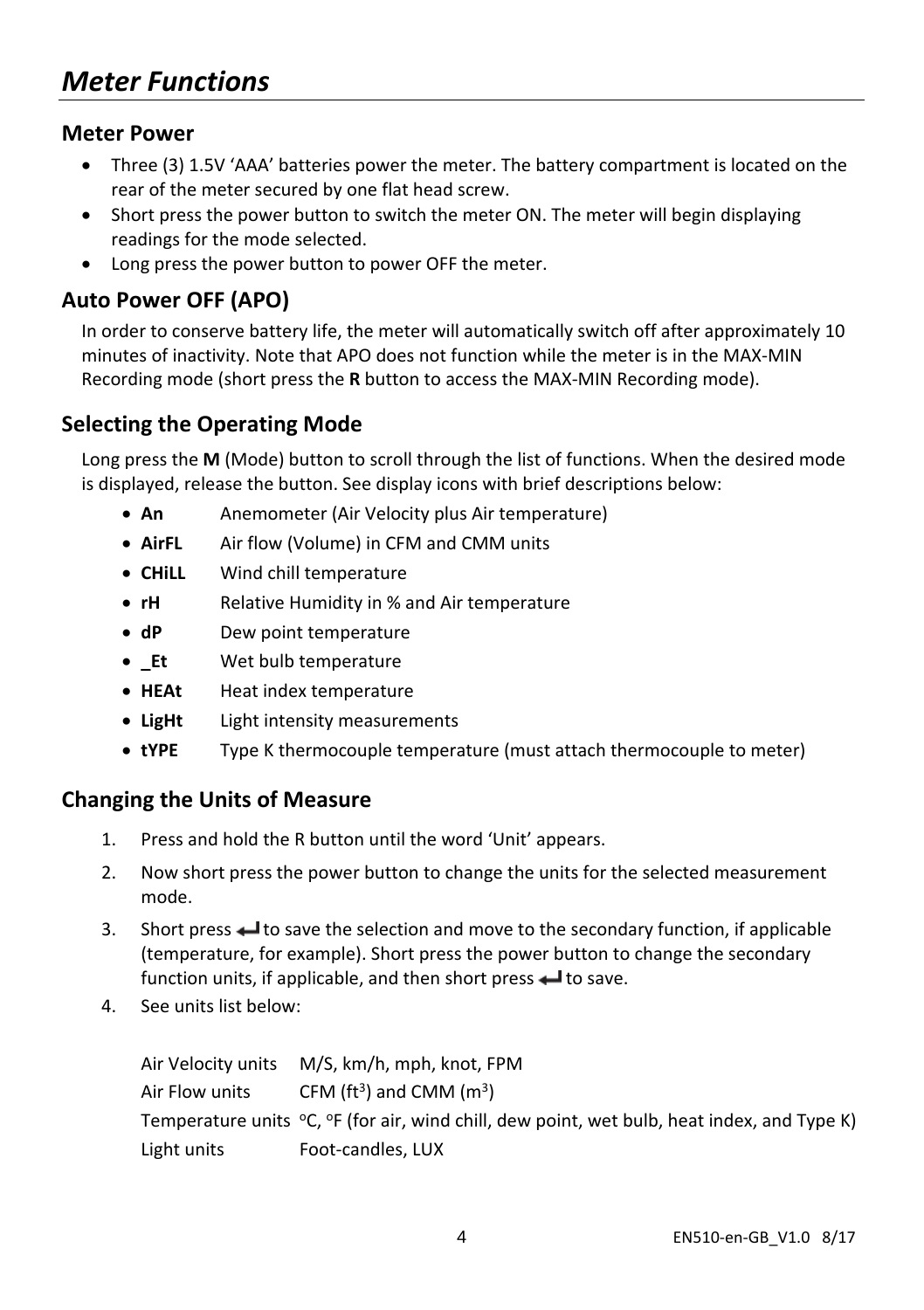# Meter Functions

## Meter Power

- Three (3) 1.5V 'AAA' batteries power the meter. The battery compartment is located on the rear of the meter secured by one flat head screw.
- Short press the power button to switch the meter ON. The meter will begin displaying readings for the mode selected.
- Long press the power button to power OFF the meter.

## Auto Power OFF (APO)

In order to conserve battery life, the meter will automatically switch off after approximately 10 minutes of inactivity. Note that APO does not function while the meter is in the MAX-MIN Recording mode (short press the **R** button to access the MAX-MIN Recording mode).

## Selecting the Operating Mode

Long press the **M** (Mode) button to scroll through the list of functions. When the desired mode is displayed, release the button. See display icons with brief descriptions below:

- **An** Anemometer (Air Velocity plus Air temperature)
- **AirFL** Air flow (Volume) in CFM and CMM units
- **CHiLL** Wind chill temperature
- **rH** Relative Humidity in % and Air temperature
- **dP** Dew point temperature
- **_Et** Wet bulb temperature
- **HEAt** Heat index temperature
- **LigHt** Light intensity measurements
- **tYPE** Type K thermocouple temperature (must attach thermocouple to meter)

## Changing the Units of Measure

1. Press and hold the R button until the word 'Unit' appears.
2. Now short press the power button to change the units for the selected measurement mode.
3. Short press ↵ to save the selection and move to the secondary function, if applicable (temperature, for example). Short press the power button to change the secondary function units, if applicable, and then short press ↵ to save.
4. See units list below:

| | |
|---|---|
| Air Velocity units | M/S, km/h, mph, knot, FPM |
| Air Flow units | CFM ($ft^3$) and CMM ($m^3$) |
| Temperature units | °C, °F (for air, wind chill, dew point, wet bulb, heat index, and Type K) |
| Light units | Foot-candles, LUX |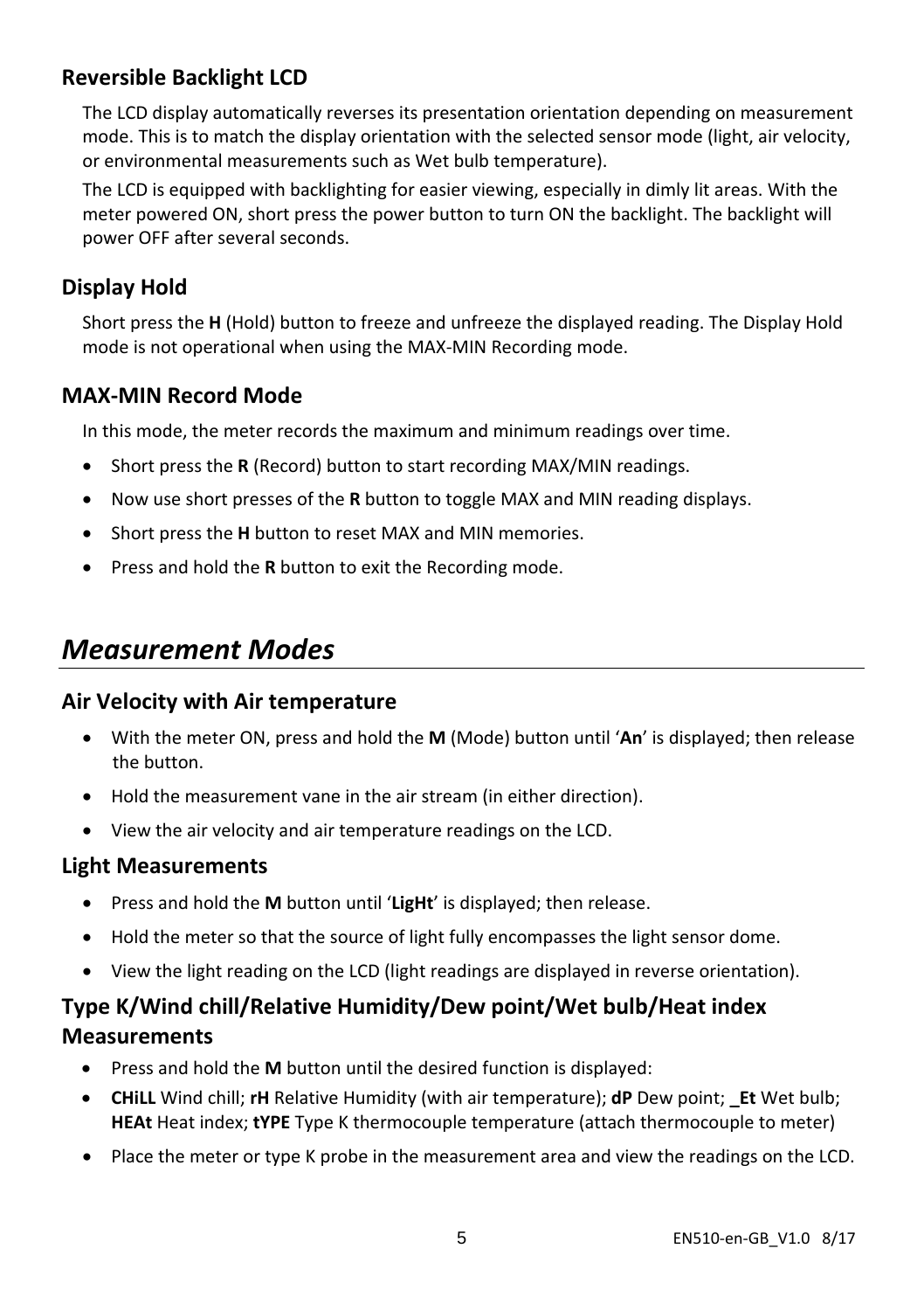### Reversible Backlight LCD

The LCD display automatically reverses its presentation orientation depending on measurement mode. This is to match the display orientation with the selected sensor mode (light, air velocity, or environmental measurements such as Wet bulb temperature).

The LCD is equipped with backlighting for easier viewing, especially in dimly lit areas. With the meter powered ON, short press the power button to turn ON the backlight. The backlight will power OFF after several seconds.

### Display Hold

Short press the **H** (Hold) button to freeze and unfreeze the displayed reading. The Display Hold mode is not operational when using the MAX-MIN Recording mode.

### MAX-MIN Record Mode

In this mode, the meter records the maximum and minimum readings over time.

- Short press the **R** (Record) button to start recording MAX/MIN readings.
- Now use short presses of the **R** button to toggle MAX and MIN reading displays.
- Short press the **H** button to reset MAX and MIN memories.
- Press and hold the **R** button to exit the Recording mode.

## *Measurement Modes*

### Air Velocity with Air temperature

- With the meter ON, press and hold the **M** (Mode) button until '**An**' is displayed; then release the button.
- Hold the measurement vane in the air stream (in either direction).
- View the air velocity and air temperature readings on the LCD.

### Light Measurements

- Press and hold the **M** button until '**LigHt**' is displayed; then release.
- Hold the meter so that the source of light fully encompasses the light sensor dome.
- View the light reading on the LCD (light readings are displayed in reverse orientation).

### Type K/Wind chill/Relative Humidity/Dew point/Wet bulb/Heat index Measurements

- Press and hold the **M** button until the desired function is displayed:
- **CHiLL** Wind chill; **rH** Relative Humidity (with air temperature); **dP** Dew point; **_Et** Wet bulb; **HEAt** Heat index; **tYPE** Type K thermocouple temperature (attach thermocouple to meter)
- Place the meter or type K probe in the measurement area and view the readings on the LCD.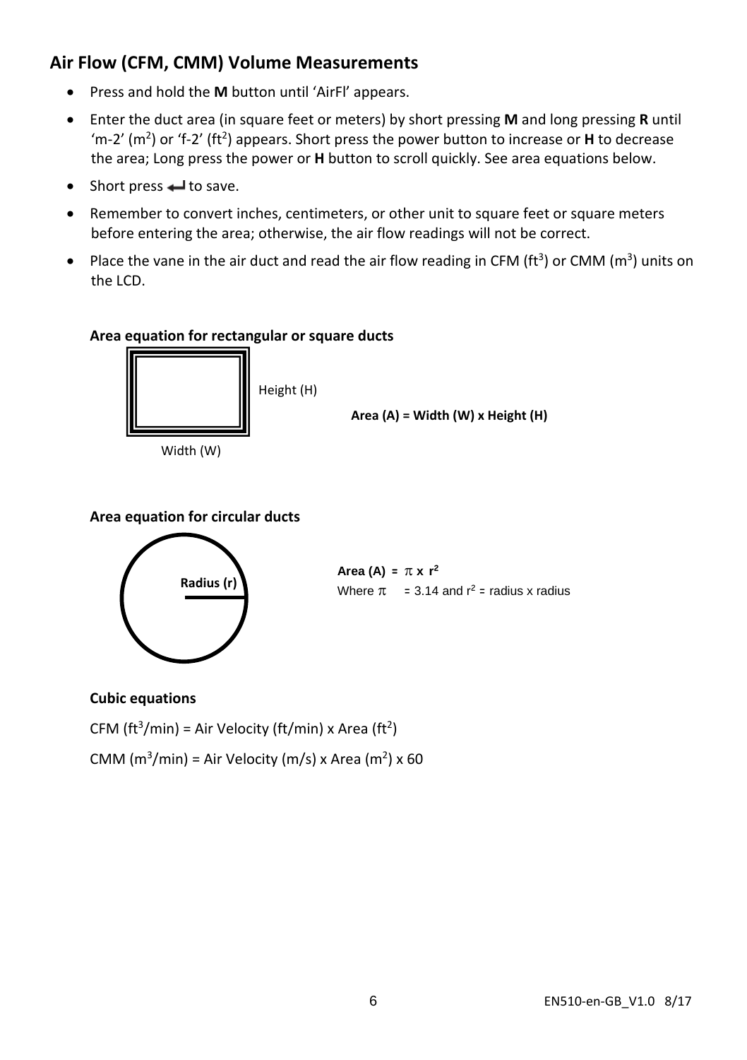## Air Flow (CFM, CMM) Volume Measurements

- Press and hold the **M** button until 'AirFl' appears.
- Enter the duct area (in square feet or meters) by short pressing **M** and long pressing **R** until 'm-2' ($m^2$) or 'f-2' ($ft^2$) appears. Short press the power button to increase or **H** to decrease the area; Long press the power or **H** button to scroll quickly. See area equations below.
- Short press ↵ to save.
- Remember to convert inches, centimeters, or other unit to square feet or square meters before entering the area; otherwise, the air flow readings will not be correct.
- Place the vane in the air duct and read the air flow reading in CFM ($ft^3$) or CMM ($m^3$) units on the LCD.

**Area equation for rectangular or square ducts**

Height (H)

Width (W)

**Area (A) = Width (W) x Height (H)**

**Area equation for circular ducts**

**Radius (r)**

**Area (A) =** $\pi \times r^2$

Where $\pi$ = 3.14 and $r^2$ = radius x radius

**Cubic equations**

CFM ($ft^3$/min) = Air Velocity (ft/min) x Area ($ft^2$)

CMM ($m^3$/min) = Air Velocity (m/s) x Area ($m^2$) x 60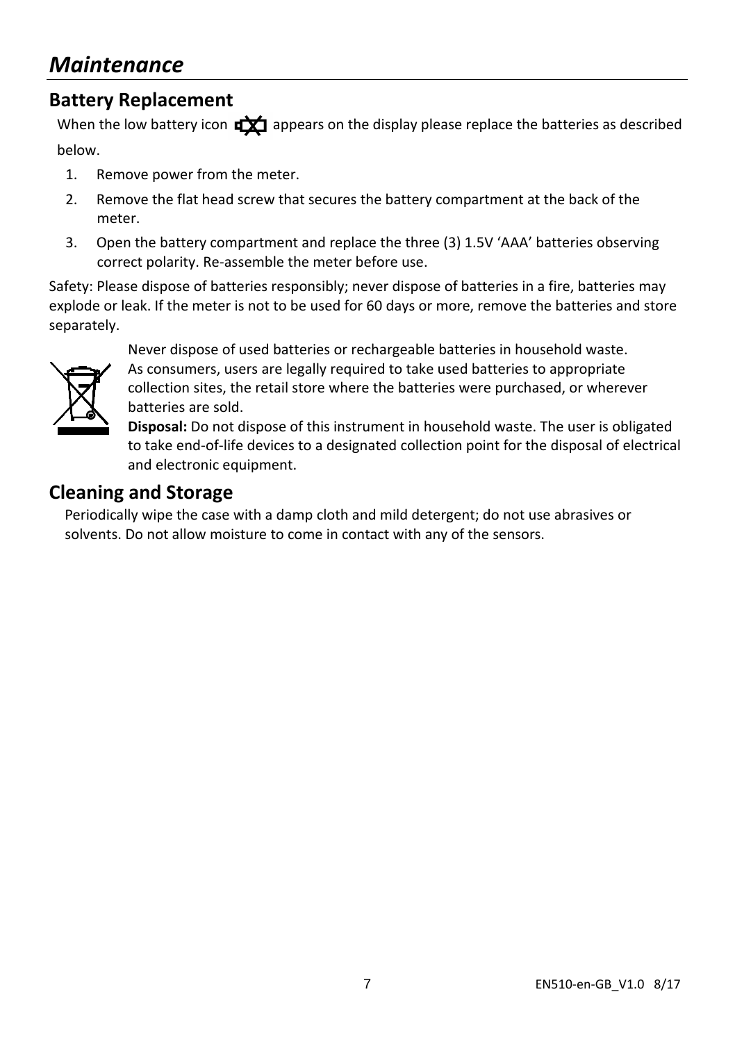# *Maintenance*

## Battery Replacement

When the low battery icon appears on the display please replace the batteries as described below.

1. Remove power from the meter.
2. Remove the flat head screw that secures the battery compartment at the back of the meter.
3. Open the battery compartment and replace the three (3) 1.5V 'AAA' batteries observing correct polarity. Re-assemble the meter before use.

Safety: Please dispose of batteries responsibly; never dispose of batteries in a fire, batteries may explode or leak. If the meter is not to be used for 60 days or more, remove the batteries and store separately.

Never dispose of used batteries or rechargeable batteries in household waste.
As consumers, users are legally required to take used batteries to appropriate collection sites, the retail store where the batteries were purchased, or wherever batteries are sold.
**Disposal:** Do not dispose of this instrument in household waste. The user is obligated to take end-of-life devices to a designated collection point for the disposal of electrical and electronic equipment.

## Cleaning and Storage

Periodically wipe the case with a damp cloth and mild detergent; do not use abrasives or solvents. Do not allow moisture to come in contact with any of the sensors.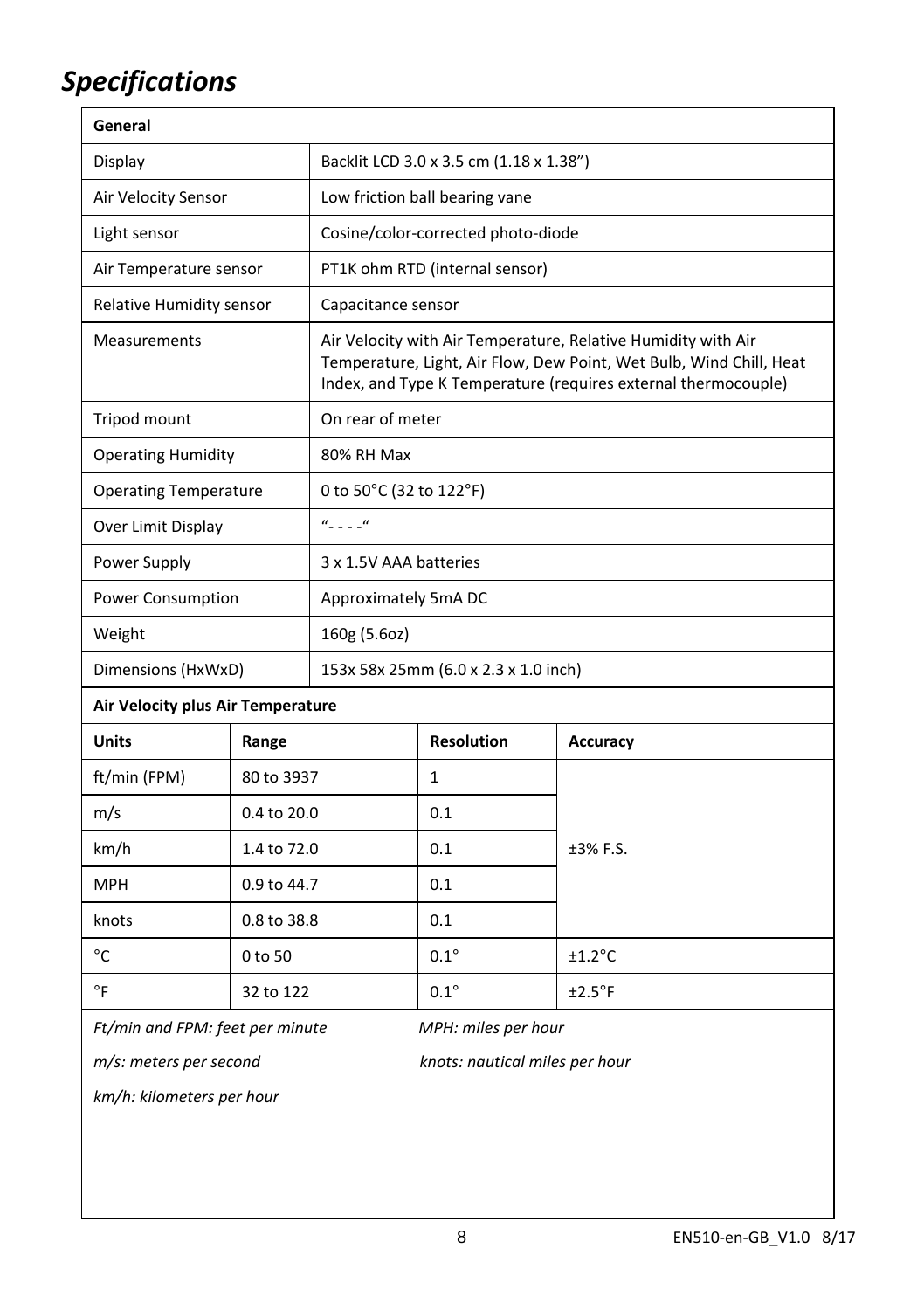# *Specifications*

| **General** | |
|---|---|
| Display | Backlit LCD 3.0 x 3.5 cm (1.18 x 1.38") |
| Air Velocity Sensor | Low friction ball bearing vane |
| Light sensor | Cosine/color-corrected photo-diode |
| Air Temperature sensor | PT1K ohm RTD (internal sensor) |
| Relative Humidity sensor | Capacitance sensor |
| Measurements | Air Velocity with Air Temperature, Relative Humidity with Air Temperature, Light, Air Flow, Dew Point, Wet Bulb, Wind Chill, Heat Index, and Type K Temperature (requires external thermocouple) |
| Tripod mount | On rear of meter |
| Operating Humidity | 80% RH Max |
| Operating Temperature | 0 to 50°C (32 to 122°F) |
| Over Limit Display | "- - - -" |
| Power Supply | 3 x 1.5V AAA batteries |
| Power Consumption | Approximately 5mA DC |
| Weight | 160g (5.6oz) |
| Dimensions (HxWxD) | 153x 58x 25mm (6.0 x 2.3 x 1.0 inch) |

| **Air Velocity plus Air Temperature** | | | |
|---|---|---|---|
| **Units** | **Range** | **Resolution** | **Accuracy** |
| ft/min (FPM) | 80 to 3937 | 1 | ±3% F.S. |
| m/s | 0.4 to 20.0 | 0.1 | |
| km/h | 1.4 to 72.0 | 0.1 | |
| MPH | 0.9 to 44.7 | 0.1 | |
| knots | 0.8 to 38.8 | 0.1 | |
| °C | 0 to 50 | 0.1° | ±1.2°C |
| °F | 32 to 122 | 0.1° | ±2.5°F |

*Ft/min and FPM: feet per minute*

*MPH: miles per hour*

*m/s: meters per second*

*knots: nautical miles per hour*

*km/h: kilometers per hour*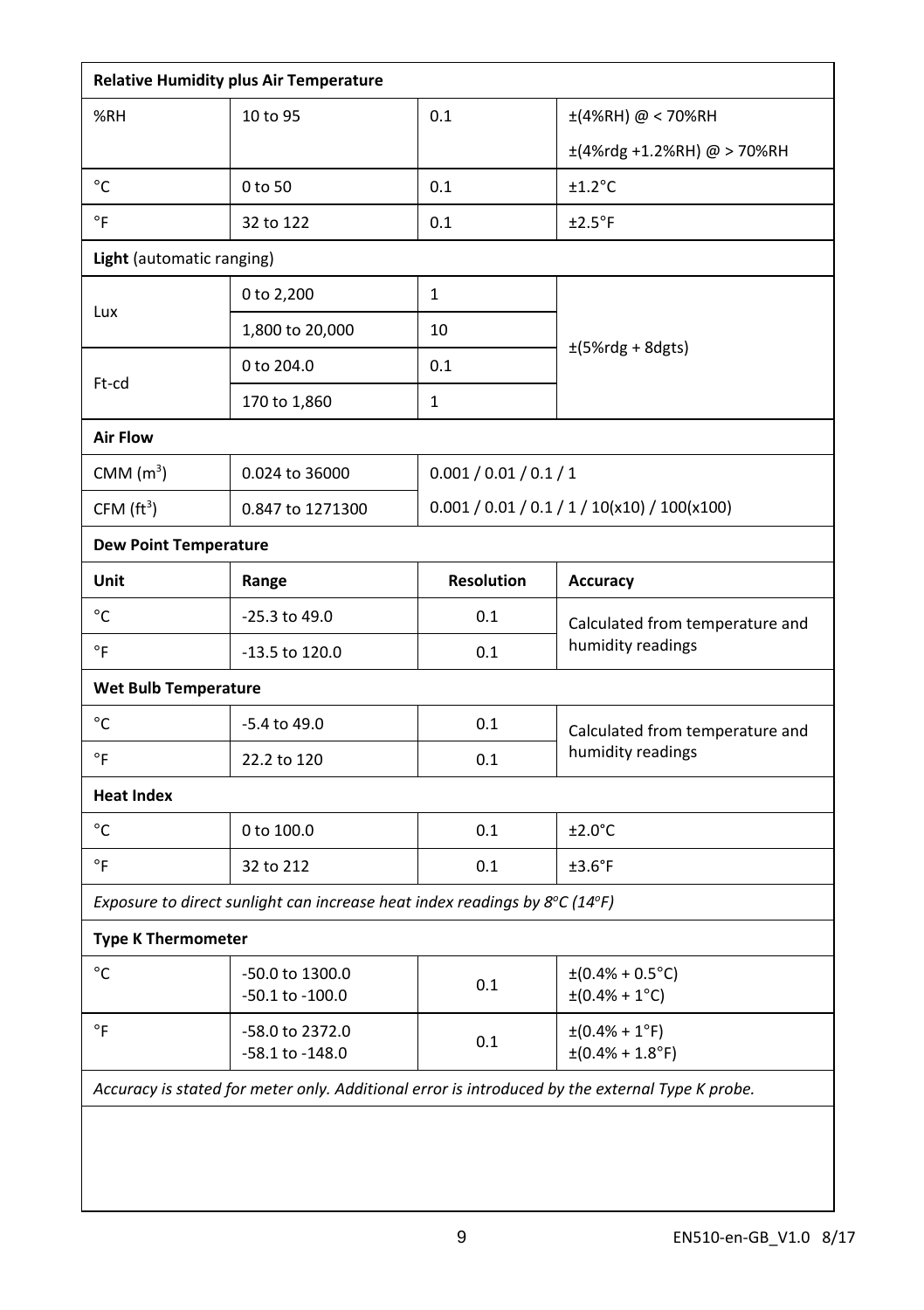| Relative Humidity plus Air Temperature | | | |
|---|---|---|---|
| %RH | 10 to 95 | 0.1 | ±(4%RH) @ < 70%RH<br>±(4%rdg +1.2%RH) @ > 70%RH |
| °C | 0 to 50 | 0.1 | ±1.2°C |
| °F | 32 to 122 | 0.1 | ±2.5°F |
| **Light** (automatic ranging) | | | |
| Lux | 0 to 2,200 | 1 | ±(5%rdg + 8dgts) |
| | 1,800 to 20,000 | 10 | |
| Ft-cd | 0 to 204.0 | 0.1 | |
| | 170 to 1,860 | 1 | |
| **Air Flow** | | | |
| CMM ($m^3$) | 0.024 to 36000 | 0.001 / 0.01 / 0.1 / 1 | |
| CFM ($ft^3$) | 0.847 to 1271300 | 0.001 / 0.01 / 0.1 / 1 / 10(x10) / 100(x100) | |
| **Dew Point Temperature** | | | |
| **Unit** | **Range** | **Resolution** | **Accuracy** |
| °C | -25.3 to 49.0 | 0.1 | Calculated from temperature and humidity readings |
| °F | -13.5 to 120.0 | 0.1 | |
| **Wet Bulb Temperature** | | | |
| °C | -5.4 to 49.0 | 0.1 | Calculated from temperature and humidity readings |
| °F | 22.2 to 120 | 0.1 | |
| **Heat Index** | | | |
| °C | 0 to 100.0 | 0.1 | ±2.0°C |
| °F | 32 to 212 | 0.1 | ±3.6°F |
| *Exposure to direct sunlight can increase heat index readings by 8°C (14°F)* | | | |
| **Type K Thermometer** | | | |
| °C | -50.0 to 1300.0<br>-50.1 to -100.0 | 0.1 | ±(0.4% + 0.5°C)<br>±(0.4% + 1°C) |
| °F | -58.0 to 2372.0<br>-58.1 to -148.0 | 0.1 | ±(0.4% + 1°F)<br>±(0.4% + 1.8°F) |
| *Accuracy is stated for meter only. Additional error is introduced by the external Type K probe.* | | | |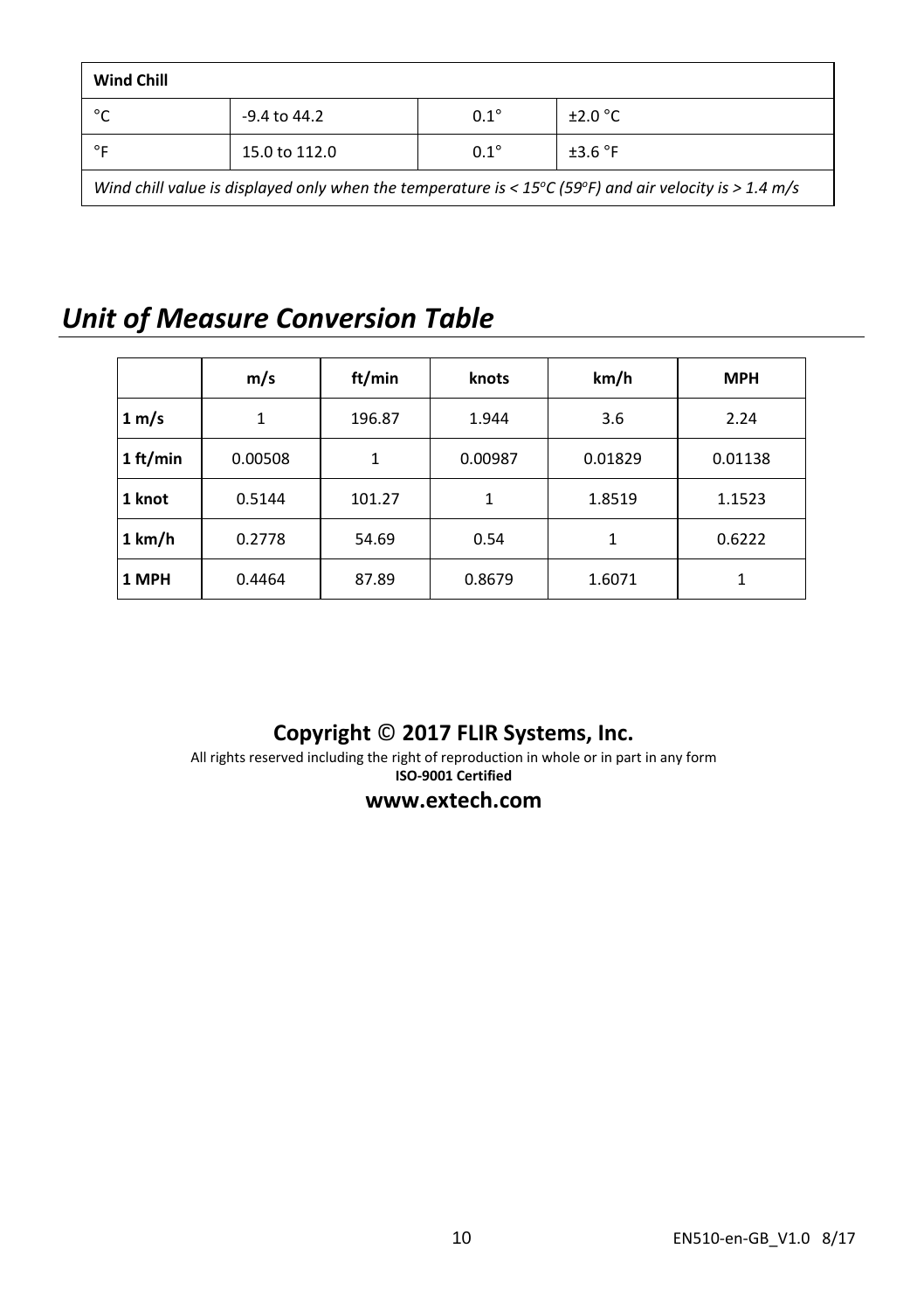| Wind Chill | | | |
|---|---|---|---|
| °C | -9.4 to 44.2 | 0.1° | ±2.0 °C |
| °F | 15.0 to 112.0 | 0.1° | ±3.6 °F |
| *Wind chill value is displayed only when the temperature is < 15°C (59°F) and air velocity is > 1.4 m/s* | | | |

## *Unit of Measure Conversion Table*

| | m/s | ft/min | knots | km/h | MPH |
|---|---|---|---|---|---|
| **1 m/s** | 1 | 196.87 | 1.944 | 3.6 | 2.24 |
| **1 ft/min** | 0.00508 | 1 | 0.00987 | 0.01829 | 0.01138 |
| **1 knot** | 0.5144 | 101.27 | 1 | 1.8519 | 1.1523 |
| **1 km/h** | 0.2778 | 54.69 | 0.54 | 1 | 0.6222 |
| **1 MPH** | 0.4464 | 87.89 | 0.8679 | 1.6071 | 1 |

**Copyright © 2017 FLIR Systems, Inc.**

All rights reserved including the right of reproduction in whole or in part in any form

**ISO-9001 Certified**

**www.extech.com**

EN510-en-GB_V1.0 8/17